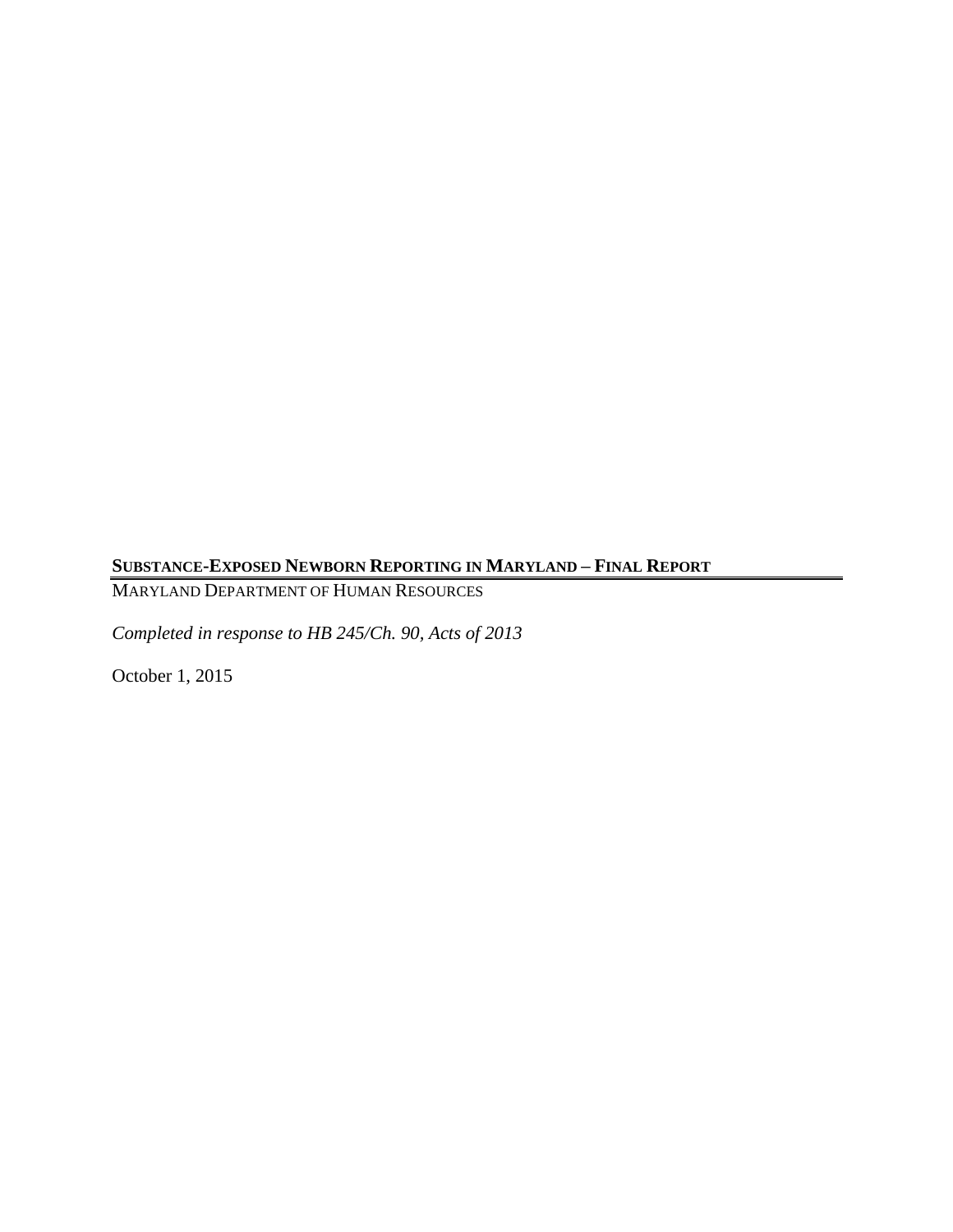# SUBSTANCE-EXPOSED NEWBORN REPORTING IN MARYLAND – FINAL REPORT

MARYLAND DEPARTMENT OF HUMAN RESOURCES

*Completed in response to HB 245/Ch. 90, Acts of 2013*

October 1, 2015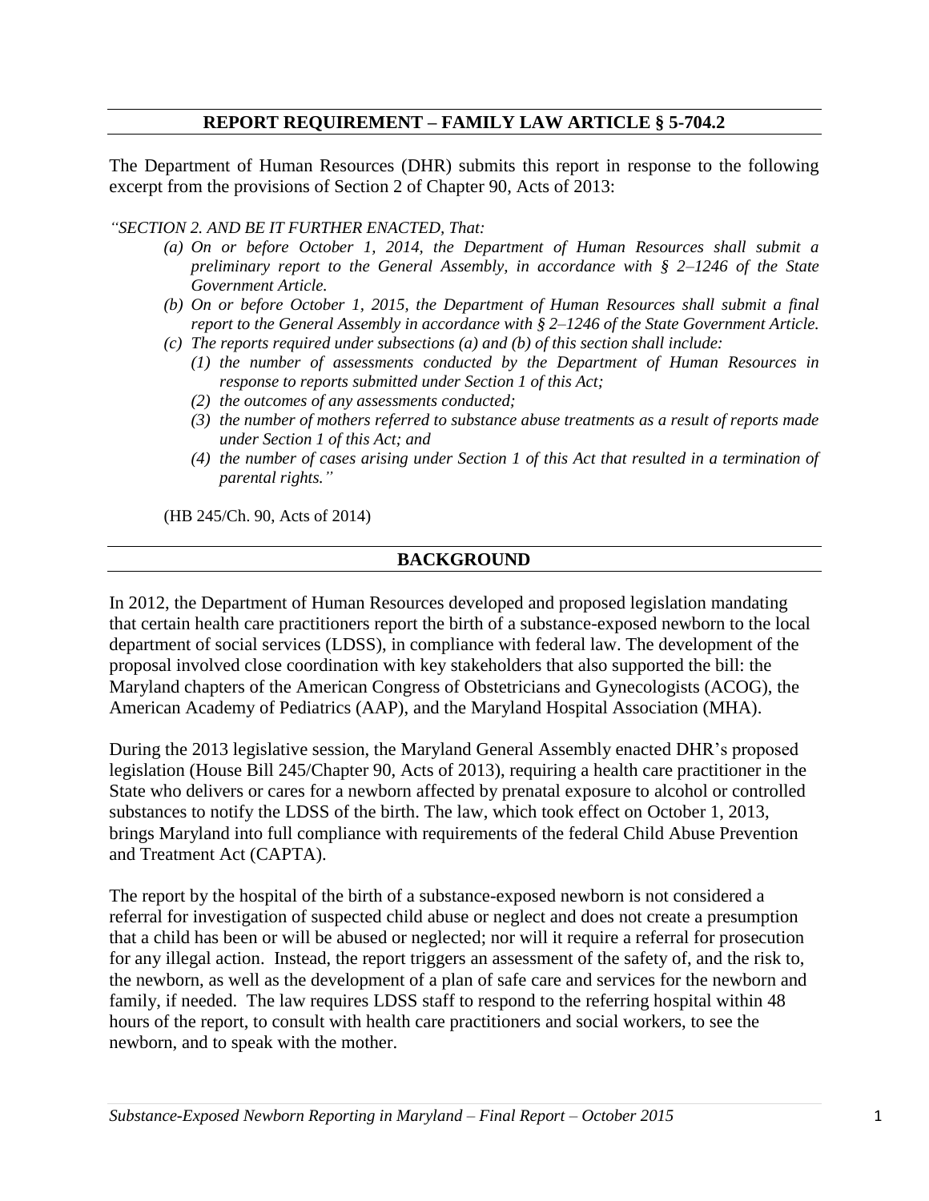## REPORT REQUIREMENT – FAMILY LAW ARTICLE § 5-704.2

The Department of Human Resources (DHR) submits this report in response to the following excerpt from the provisions of Section 2 of Chapter 90, Acts of 2013:

*"SECTION 2. AND BE IT FURTHER ENACTED, That:*

> *(a) On or before October 1, 2014, the Department of Human Resources shall submit a preliminary report to the General Assembly, in accordance with § 2–1246 of the State Government Article.*
>
> *(b) On or before October 1, 2015, the Department of Human Resources shall submit a final report to the General Assembly in accordance with § 2–1246 of the State Government Article.*
>
> *(c) The reports required under subsections (a) and (b) of this section shall include:*
>
> > *(1) the number of assessments conducted by the Department of Human Resources in response to reports submitted under Section 1 of this Act;*
> >
> > *(2) the outcomes of any assessments conducted;*
> >
> > *(3) the number of mothers referred to substance abuse treatments as a result of reports made under Section 1 of this Act; and*
> >
> > *(4) the number of cases arising under Section 1 of this Act that resulted in a termination of parental rights."*

(HB 245/Ch. 90, Acts of 2014)

## BACKGROUND

In 2012, the Department of Human Resources developed and proposed legislation mandating that certain health care practitioners report the birth of a substance-exposed newborn to the local department of social services (LDSS), in compliance with federal law. The development of the proposal involved close coordination with key stakeholders that also supported the bill: the Maryland chapters of the American Congress of Obstetricians and Gynecologists (ACOG), the American Academy of Pediatrics (AAP), and the Maryland Hospital Association (MHA).

During the 2013 legislative session, the Maryland General Assembly enacted DHR's proposed legislation (House Bill 245/Chapter 90, Acts of 2013), requiring a health care practitioner in the State who delivers or cares for a newborn affected by prenatal exposure to alcohol or controlled substances to notify the LDSS of the birth. The law, which took effect on October 1, 2013, brings Maryland into full compliance with requirements of the federal Child Abuse Prevention and Treatment Act (CAPTA).

The report by the hospital of the birth of a substance-exposed newborn is not considered a referral for investigation of suspected child abuse or neglect and does not create a presumption that a child has been or will be abused or neglected; nor will it require a referral for prosecution for any illegal action. Instead, the report triggers an assessment of the safety of, and the risk to, the newborn, as well as the development of a plan of safe care and services for the newborn and family, if needed. The law requires LDSS staff to respond to the referring hospital within 48 hours of the report, to consult with health care practitioners and social workers, to see the newborn, and to speak with the mother.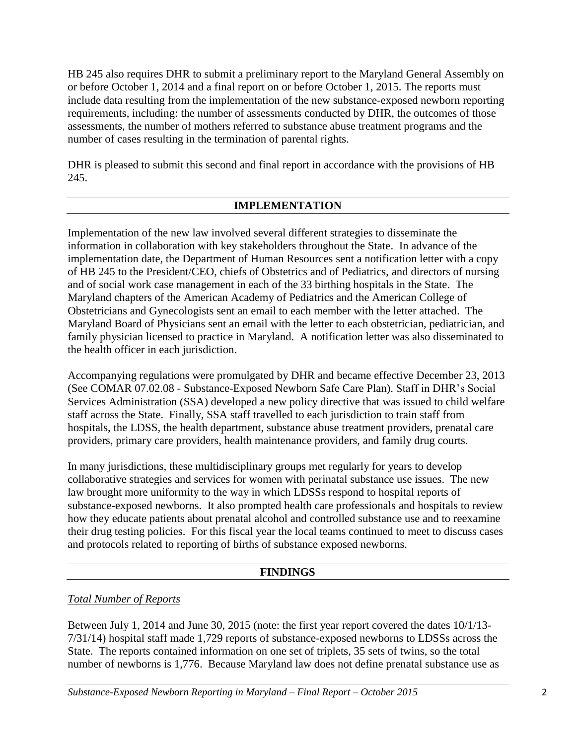HB 245 also requires DHR to submit a preliminary report to the Maryland General Assembly on or before October 1, 2014 and a final report on or before October 1, 2015. The reports must include data resulting from the implementation of the new substance-exposed newborn reporting requirements, including: the number of assessments conducted by DHR, the outcomes of those assessments, the number of mothers referred to substance abuse treatment programs and the number of cases resulting in the termination of parental rights.

DHR is pleased to submit this second and final report in accordance with the provisions of HB 245.

## IMPLEMENTATION

Implementation of the new law involved several different strategies to disseminate the information in collaboration with key stakeholders throughout the State. In advance of the implementation date, the Department of Human Resources sent a notification letter with a copy of HB 245 to the President/CEO, chiefs of Obstetrics and of Pediatrics, and directors of nursing and of social work case management in each of the 33 birthing hospitals in the State. The Maryland chapters of the American Academy of Pediatrics and the American College of Obstetricians and Gynecologists sent an email to each member with the letter attached. The Maryland Board of Physicians sent an email with the letter to each obstetrician, pediatrician, and family physician licensed to practice in Maryland. A notification letter was also disseminated to the health officer in each jurisdiction.

Accompanying regulations were promulgated by DHR and became effective December 23, 2013 (See COMAR 07.02.08 - Substance-Exposed Newborn Safe Care Plan). Staff in DHR's Social Services Administration (SSA) developed a new policy directive that was issued to child welfare staff across the State. Finally, SSA staff travelled to each jurisdiction to train staff from hospitals, the LDSS, the health department, substance abuse treatment providers, prenatal care providers, primary care providers, health maintenance providers, and family drug courts.

In many jurisdictions, these multidisciplinary groups met regularly for years to develop collaborative strategies and services for women with perinatal substance use issues. The new law brought more uniformity to the way in which LDSSs respond to hospital reports of substance-exposed newborns. It also prompted health care professionals and hospitals to review how they educate patients about prenatal alcohol and controlled substance use and to reexamine their drug testing policies. For this fiscal year the local teams continued to meet to discuss cases and protocols related to reporting of births of substance exposed newborns.

## FINDINGS

*Total Number of Reports*

Between July 1, 2014 and June 30, 2015 (note: the first year report covered the dates 10/1/13-7/31/14) hospital staff made 1,729 reports of substance-exposed newborns to LDSSs across the State. The reports contained information on one set of triplets, 35 sets of twins, so the total number of newborns is 1,776. Because Maryland law does not define prenatal substance use as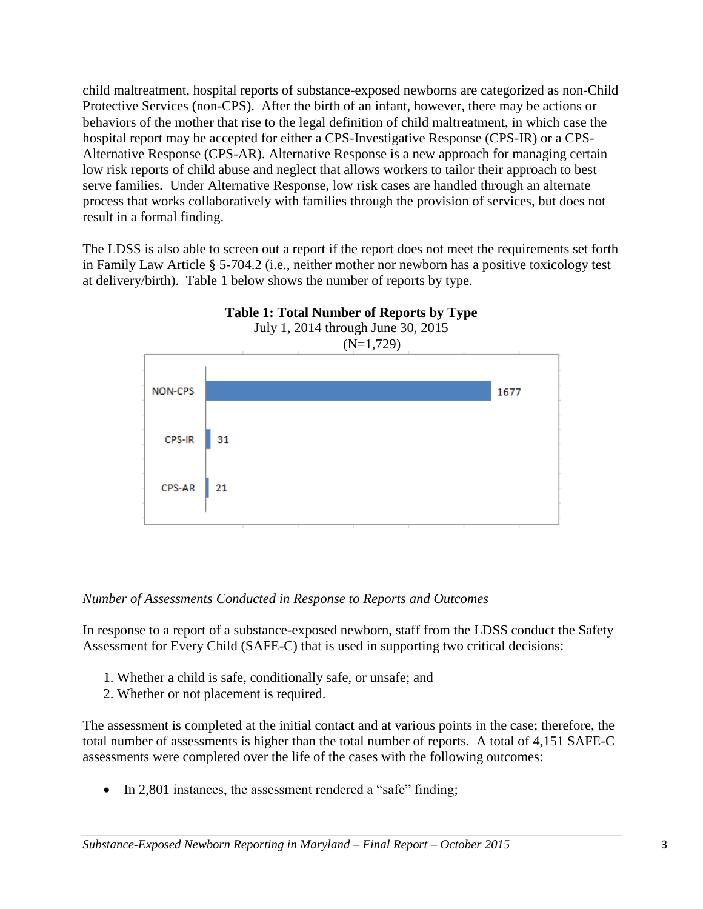child maltreatment, hospital reports of substance-exposed newborns are categorized as non-Child Protective Services (non-CPS). After the birth of an infant, however, there may be actions or behaviors of the mother that rise to the legal definition of child maltreatment, in which case the hospital report may be accepted for either a CPS-Investigative Response (CPS-IR) or a CPS-Alternative Response (CPS-AR). Alternative Response is a new approach for managing certain low risk reports of child abuse and neglect that allows workers to tailor their approach to best serve families. Under Alternative Response, low risk cases are handled through an alternate process that works collaboratively with families through the provision of services, but does not result in a formal finding.

The LDSS is also able to screen out a report if the report does not meet the requirements set forth in Family Law Article § 5-704.2 (i.e., neither mother nor newborn has a positive toxicology test at delivery/birth). Table 1 below shows the number of reports by type.

**Table 1: Total Number of Reports by Type**
July 1, 2014 through June 30, 2015
(N=1,729)

| Type | Number of Reports |
|---|---|
| NON-CPS | 1677 |
| CPS-IR | 31 |
| CPS-AR | 21 |

*Number of Assessments Conducted in Response to Reports and Outcomes*

In response to a report of a substance-exposed newborn, staff from the LDSS conduct the Safety Assessment for Every Child (SAFE-C) that is used in supporting two critical decisions:

1. Whether a child is safe, conditionally safe, or unsafe; and
2. Whether or not placement is required.

The assessment is completed at the initial contact and at various points in the case; therefore, the total number of assessments is higher than the total number of reports. A total of 4,151 SAFE-C assessments were completed over the life of the cases with the following outcomes:

- In 2,801 instances, the assessment rendered a "safe" finding;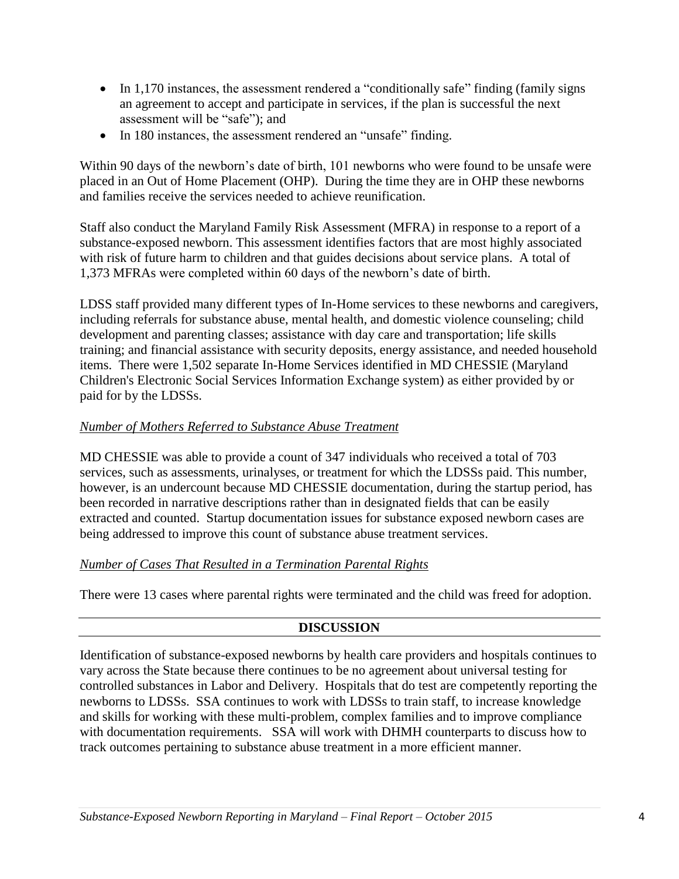- In 1,170 instances, the assessment rendered a "conditionally safe" finding (family signs an agreement to accept and participate in services, if the plan is successful the next assessment will be "safe"); and
- In 180 instances, the assessment rendered an "unsafe" finding.

Within 90 days of the newborn's date of birth, 101 newborns who were found to be unsafe were placed in an Out of Home Placement (OHP). During the time they are in OHP these newborns and families receive the services needed to achieve reunification.

Staff also conduct the Maryland Family Risk Assessment (MFRA) in response to a report of a substance-exposed newborn. This assessment identifies factors that are most highly associated with risk of future harm to children and that guides decisions about service plans. A total of 1,373 MFRAs were completed within 60 days of the newborn's date of birth.

LDSS staff provided many different types of In-Home services to these newborns and caregivers, including referrals for substance abuse, mental health, and domestic violence counseling; child development and parenting classes; assistance with day care and transportation; life skills training; and financial assistance with security deposits, energy assistance, and needed household items. There were 1,502 separate In-Home Services identified in MD CHESSIE (Maryland Children's Electronic Social Services Information Exchange system) as either provided by or paid for by the LDSSs.

*<u>Number of Mothers Referred to Substance Abuse Treatment</u>*

MD CHESSIE was able to provide a count of 347 individuals who received a total of 703 services, such as assessments, urinalyses, or treatment for which the LDSSs paid. This number, however, is an undercount because MD CHESSIE documentation, during the startup period, has been recorded in narrative descriptions rather than in designated fields that can be easily extracted and counted. Startup documentation issues for substance exposed newborn cases are being addressed to improve this count of substance abuse treatment services.

*<u>Number of Cases That Resulted in a Termination Parental Rights</u>*

There were 13 cases where parental rights were terminated and the child was freed for adoption.

## DISCUSSION

Identification of substance-exposed newborns by health care providers and hospitals continues to vary across the State because there continues to be no agreement about universal testing for controlled substances in Labor and Delivery. Hospitals that do test are competently reporting the newborns to LDSSs. SSA continues to work with LDSSs to train staff, to increase knowledge and skills for working with these multi-problem, complex families and to improve compliance with documentation requirements. SSA will work with DHMH counterparts to discuss how to track outcomes pertaining to substance abuse treatment in a more efficient manner.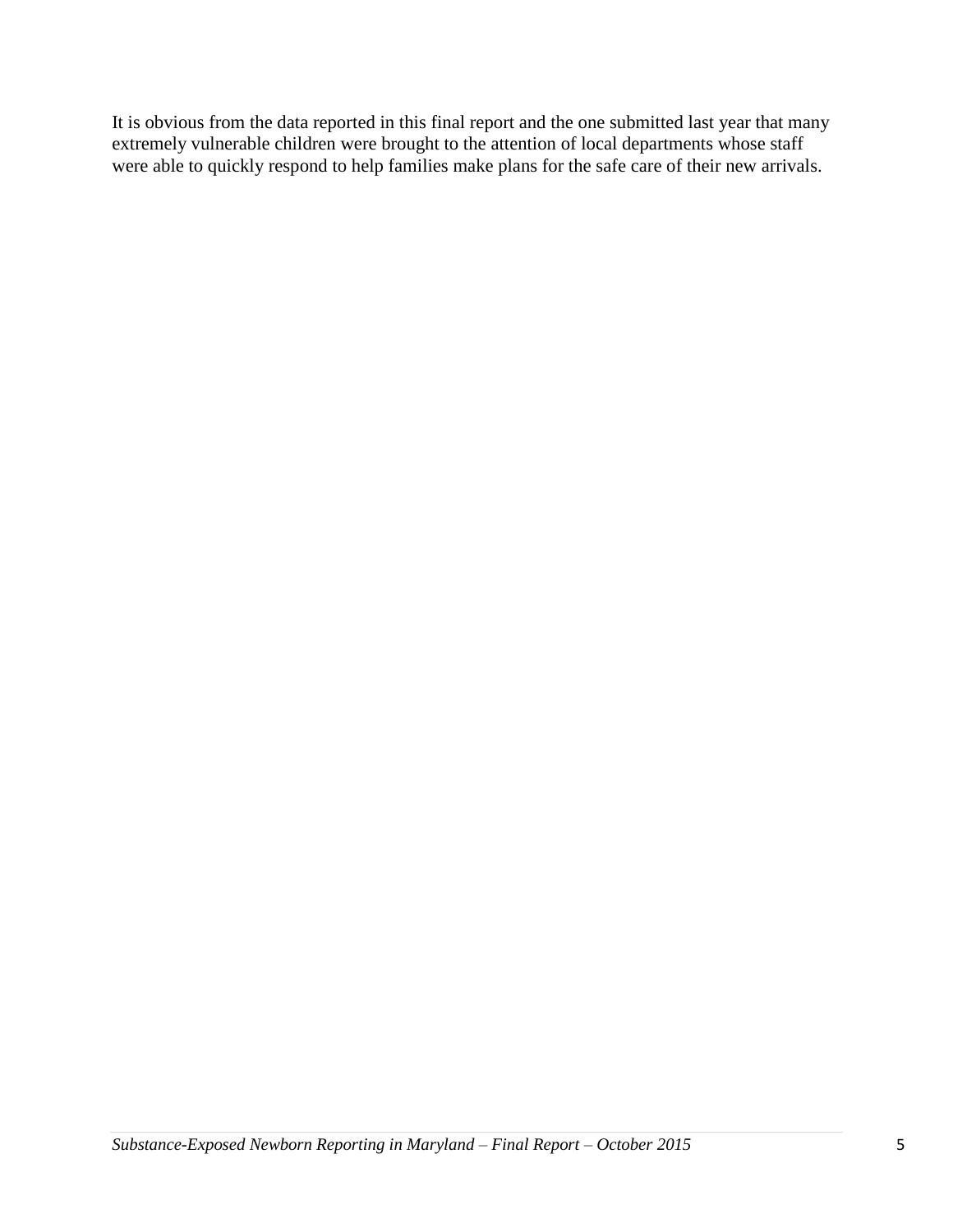It is obvious from the data reported in this final report and the one submitted last year that many extremely vulnerable children were brought to the attention of local departments whose staff were able to quickly respond to help families make plans for the safe care of their new arrivals.